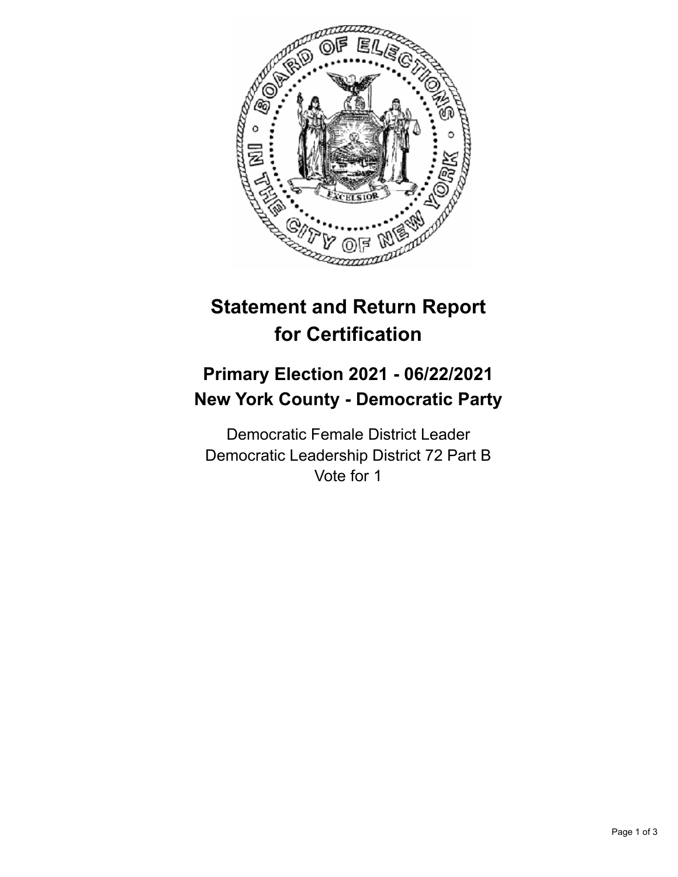# Statement and Return Report for Certification

## Primary Election 2021 - 06/22/2021
## New York County - Democratic Party

Democratic Female District Leader
Democratic Leadership District 72 Part B
Vote for 1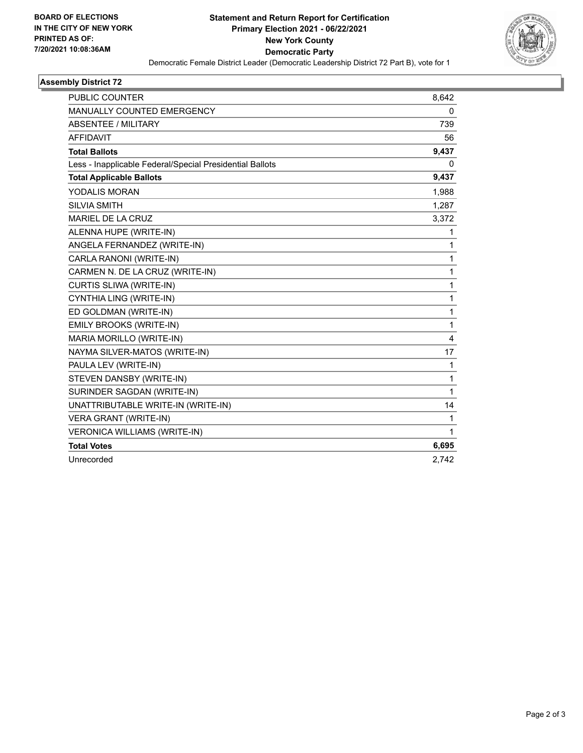**BOARD OF ELECTIONS IN THE CITY OF NEW YORK PRINTED AS OF: 7/20/2021 10:08:36AM**

**Statement and Return Report for Certification**
**Primary Election 2021 - 06/22/2021**
**New York County**
**Democratic Party**

Democratic Female District Leader (Democratic Leadership District 72 Part B), vote for 1

## Assembly District 72

| | |
|---|---|
| PUBLIC COUNTER | 8,642 |
| MANUALLY COUNTED EMERGENCY | 0 |
| ABSENTEE / MILITARY | 739 |
| AFFIDAVIT | 56 |
| **Total Ballots** | **9,437** |
| Less - Inapplicable Federal/Special Presidential Ballots | 0 |
| **Total Applicable Ballots** | **9,437** |
| YODALIS MORAN | 1,988 |
| SILVIA SMITH | 1,287 |
| MARIEL DE LA CRUZ | 3,372 |
| ALENNA HUPE (WRITE-IN) | 1 |
| ANGELA FERNANDEZ (WRITE-IN) | 1 |
| CARLA RANONI (WRITE-IN) | 1 |
| CARMEN N. DE LA CRUZ (WRITE-IN) | 1 |
| CURTIS SLIWA (WRITE-IN) | 1 |
| CYNTHIA LING (WRITE-IN) | 1 |
| ED GOLDMAN (WRITE-IN) | 1 |
| EMILY BROOKS (WRITE-IN) | 1 |
| MARIA MORILLO (WRITE-IN) | 4 |
| NAYMA SILVER-MATOS (WRITE-IN) | 17 |
| PAULA LEV (WRITE-IN) | 1 |
| STEVEN DANSBY (WRITE-IN) | 1 |
| SURINDER SAGDAN (WRITE-IN) | 1 |
| UNATTRIBUTABLE WRITE-IN (WRITE-IN) | 14 |
| VERA GRANT (WRITE-IN) | 1 |
| VERONICA WILLIAMS (WRITE-IN) | 1 |
| **Total Votes** | **6,695** |
| Unrecorded | 2,742 |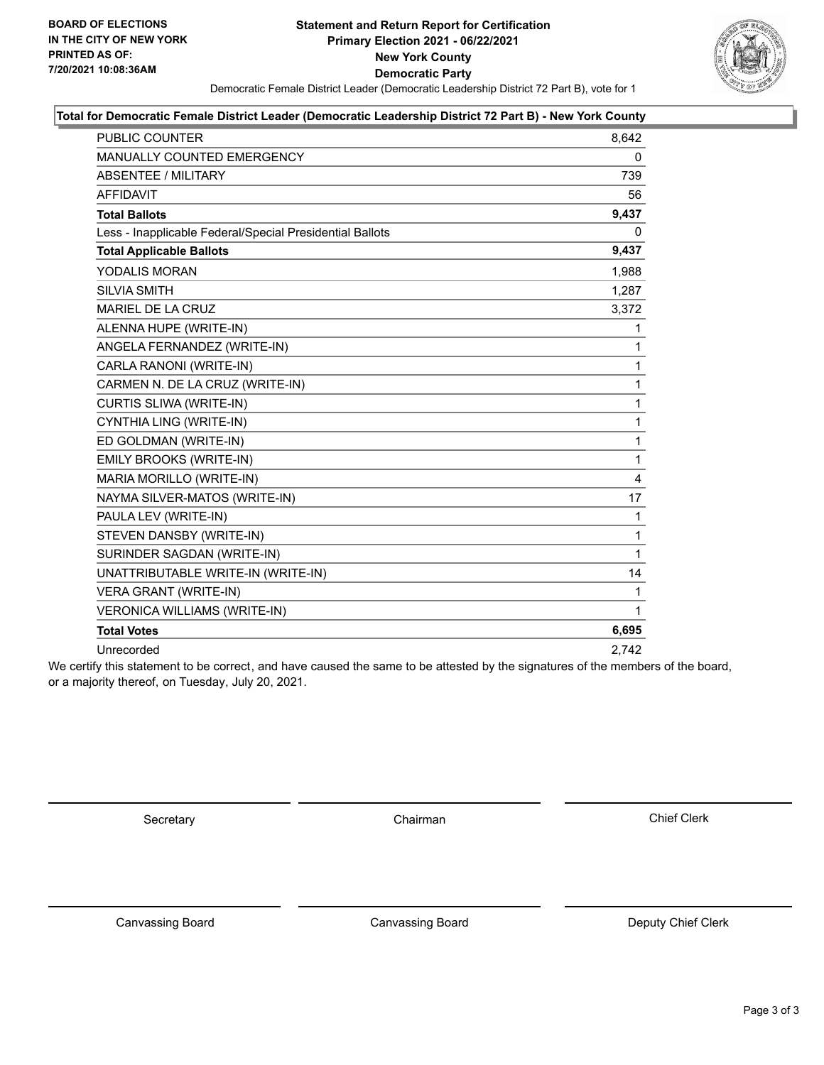BOARD OF ELECTIONS
IN THE CITY OF NEW YORK
PRINTED AS OF:
7/20/2021 10:08:36AM

**Statement and Return Report for Certification**
**Primary Election 2021 - 06/22/2021**
**New York County**
**Democratic Party**

Democratic Female District Leader (Democratic Leadership District 72 Part B), vote for 1

**Total for Democratic Female District Leader (Democratic Leadership District 72 Part B) - New York County**

| | |
|---|---|
| PUBLIC COUNTER | 8,642 |
| MANUALLY COUNTED EMERGENCY | 0 |
| ABSENTEE / MILITARY | 739 |
| AFFIDAVIT | 56 |
| **Total Ballots** | **9,437** |
| Less - Inapplicable Federal/Special Presidential Ballots | 0 |
| **Total Applicable Ballots** | **9,437** |
| YODALIS MORAN | 1,988 |
| SILVIA SMITH | 1,287 |
| MARIEL DE LA CRUZ | 3,372 |
| ALENNA HUPE (WRITE-IN) | 1 |
| ANGELA FERNANDEZ (WRITE-IN) | 1 |
| CARLA RANONI (WRITE-IN) | 1 |
| CARMEN N. DE LA CRUZ (WRITE-IN) | 1 |
| CURTIS SLIWA (WRITE-IN) | 1 |
| CYNTHIA LING (WRITE-IN) | 1 |
| ED GOLDMAN (WRITE-IN) | 1 |
| EMILY BROOKS (WRITE-IN) | 1 |
| MARIA MORILLO (WRITE-IN) | 4 |
| NAYMA SILVER-MATOS (WRITE-IN) | 17 |
| PAULA LEV (WRITE-IN) | 1 |
| STEVEN DANSBY (WRITE-IN) | 1 |
| SURINDER SAGDAN (WRITE-IN) | 1 |
| UNATTRIBUTABLE WRITE-IN (WRITE-IN) | 14 |
| VERA GRANT (WRITE-IN) | 1 |
| VERONICA WILLIAMS (WRITE-IN) | 1 |
| **Total Votes** | **6,695** |
| Unrecorded | 2,742 |

We certify this statement to be correct, and have caused the same to be attested by the signatures of the members of the board, or a majority thereof, on Tuesday, July 20, 2021.

Secretary

Chairman

Chief Clerk

Canvassing Board

Canvassing Board

Deputy Chief Clerk